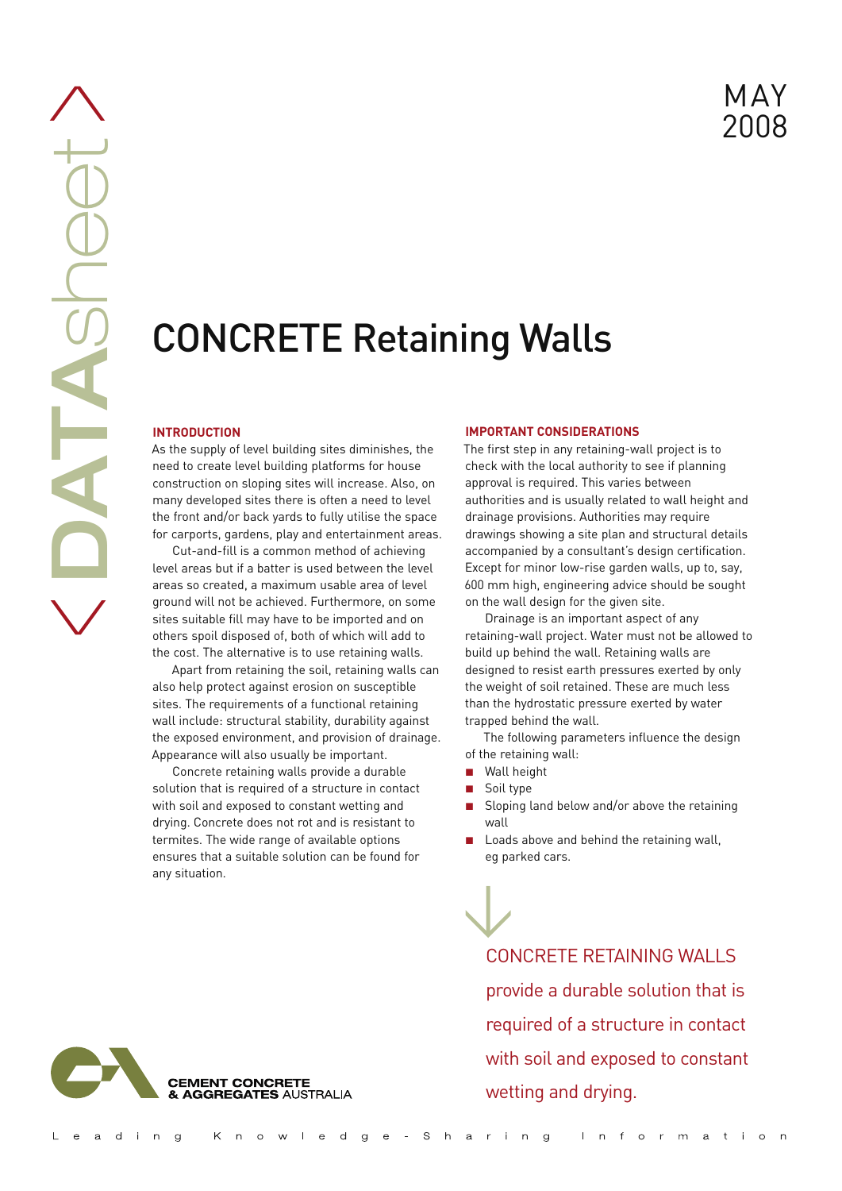MAY 2008

# CONCRETE Retaining Walls

## INTRODUCTION

As the supply of level building sites diminishes, the need to create level building platforms for house construction on sloping sites will increase. Also, on many developed sites there is often a need to level the front and/or back yards to fully utilise the space for carports, gardens, play and entertainment areas.

Cut-and-fill is a common method of achieving level areas but if a batter is used between the level areas so created, a maximum usable area of level ground will not be achieved. Furthermore, on some sites suitable fill may have to be imported and on others spoil disposed of, both of which will add to the cost. The alternative is to use retaining walls.

Apart from retaining the soil, retaining walls can also help protect against erosion on susceptible sites. The requirements of a functional retaining wall include: structural stability, durability against the exposed environment, and provision of drainage. Appearance will also usually be important.

Concrete retaining walls provide a durable solution that is required of a structure in contact with soil and exposed to constant wetting and drying. Concrete does not rot and is resistant to termites. The wide range of available options ensures that a suitable solution can be found for any situation.

## IMPORTANT CONSIDERATIONS

The first step in any retaining-wall project is to check with the local authority to see if planning approval is required. This varies between authorities and is usually related to wall height and drainage provisions. Authorities may require drawings showing a site plan and structural details accompanied by a consultant's design certification. Except for minor low-rise garden walls, up to, say, 600 mm high, engineering advice should be sought on the wall design for the given site.

Drainage is an important aspect of any retaining-wall project. Water must not be allowed to build up behind the wall. Retaining walls are designed to resist earth pressures exerted by only the weight of soil retained. These are much less than the hydrostatic pressure exerted by water trapped behind the wall.

The following parameters influence the design of the retaining wall:

- Wall height
- Soil type
- Sloping land below and/or above the retaining wall
- Loads above and behind the retaining wall, eg parked cars.

CONCRETE RETAINING WALLS provide a durable solution that is required of a structure in contact with soil and exposed to constant wetting and drying.

CEMENT CONCRETE & AGGREGATES AUSTRALIA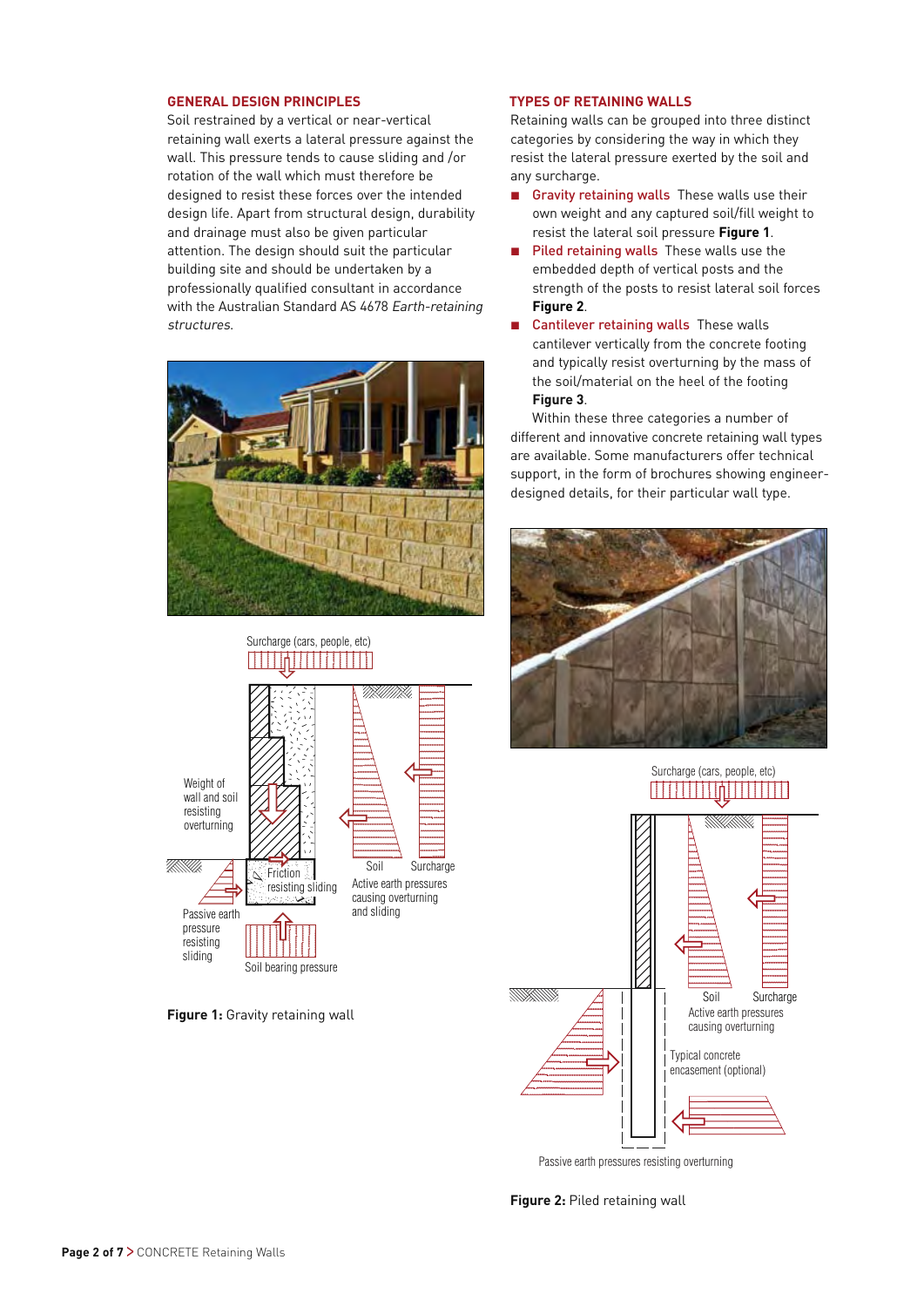## GENERAL DESIGN PRINCIPLES

Soil restrained by a vertical or near-vertical retaining wall exerts a lateral pressure against the wall. This pressure tends to cause sliding and /or rotation of the wall which must therefore be designed to resist these forces over the intended design life. Apart from structural design, durability and drainage must also be given particular attention. The design should suit the particular building site and should be undertaken by a professionally qualified consultant in accordance with the Australian Standard AS 4678 *Earth-retaining structures*.

Surcharge (cars, people, etc)

Weight of wall and soil resisting overturning

Friction resisting sliding

Passive earth pressure resisting sliding

Soil bearing pressure

Soil

Surcharge

Active earth pressures causing overturning and sliding

**Figure 1:** Gravity retaining wall

## TYPES OF RETAINING WALLS

Retaining walls can be grouped into three distinct categories by considering the way in which they resist the lateral pressure exerted by the soil and any surcharge.

- **Gravity retaining walls** These walls use their own weight and any captured soil/fill weight to resist the lateral soil pressure **Figure 1**.
- **Piled retaining walls** These walls use the embedded depth of vertical posts and the strength of the posts to resist lateral soil forces **Figure 2**.
- **Cantilever retaining walls** These walls cantilever vertically from the concrete footing and typically resist overturning by the mass of the soil/material on the heel of the footing **Figure 3**.

Within these three categories a number of different and innovative concrete retaining wall types are available. Some manufacturers offer technical support, in the form of brochures showing engineer-designed details, for their particular wall type.

Surcharge (cars, people, etc)

Soil

Surcharge

Active earth pressures causing overturning

Typical concrete encasement (optional)

Passive earth pressures resisting overturning

**Figure 2:** Piled retaining wall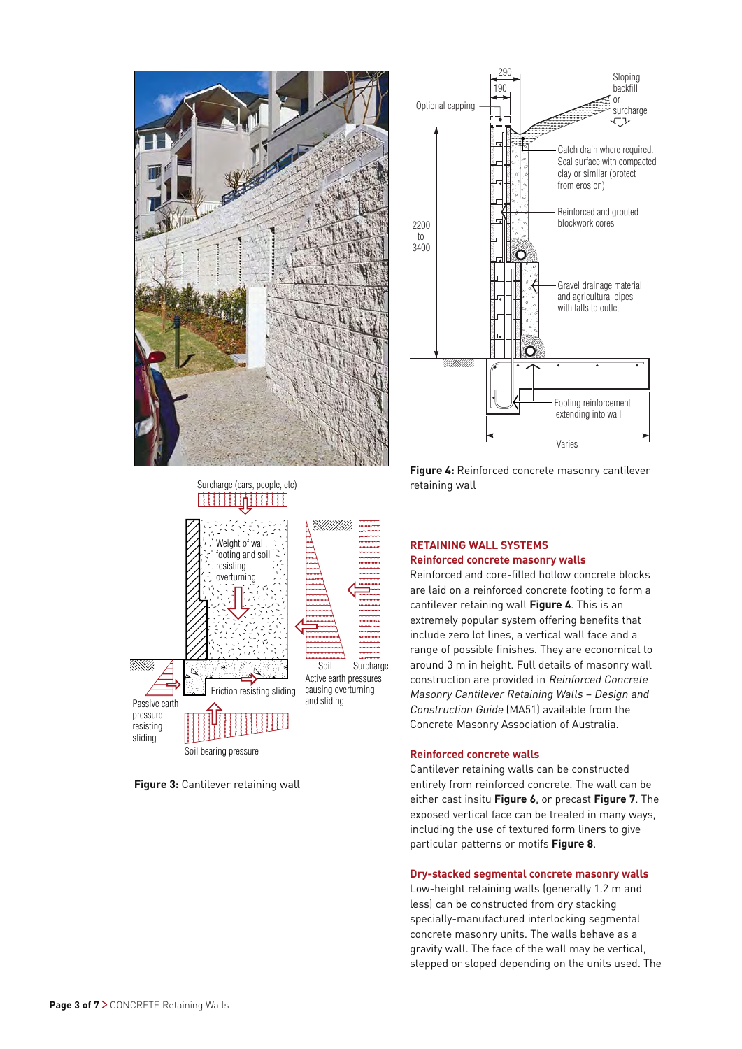Optional capping

290

190

Sloping backfill or surcharge

Catch drain where required. Seal surface with compacted clay or similar (protect from erosion)

Reinforced and grouted blockwork cores

2200 to 3400

Gravel drainage material and agricultural pipes with falls to outlet

Footing reinforcement extending into wall

Varies

**Figure 4:** Reinforced concrete masonry cantilever retaining wall

Surcharge (cars, people, etc)

Weight of wall, footing and soil resisting overturning

Soil

Surcharge

Active earth pressures causing overturning and sliding

Friction resisting sliding

Passive earth pressure resisting sliding

Soil bearing pressure

**Figure 3:** Cantilever retaining wall

## RETAINING WALL SYSTEMS

### Reinforced concrete masonry walls

Reinforced and core-filled hollow concrete blocks are laid on a reinforced concrete footing to form a cantilever retaining wall **Figure 4**. This is an extremely popular system offering benefits that include zero lot lines, a vertical wall face and a range of possible finishes. They are economical to around 3 m in height. Full details of masonry wall construction are provided in *Reinforced Concrete Masonry Cantilever Retaining Walls – Design and Construction Guide* (MA51) available from the Concrete Masonry Association of Australia.

### Reinforced concrete walls

Cantilever retaining walls can be constructed entirely from reinforced concrete. The wall can be either cast insitu **Figure 6**, or precast **Figure 7**. The exposed vertical face can be treated in many ways, including the use of textured form liners to give particular patterns or motifs **Figure 8**.

### Dry-stacked segmental concrete masonry walls

Low-height retaining walls (generally 1.2 m and less) can be constructed from dry stacking specially-manufactured interlocking segmental concrete masonry units. The walls behave as a gravity wall. The face of the wall may be vertical, stepped or sloped depending on the units used. The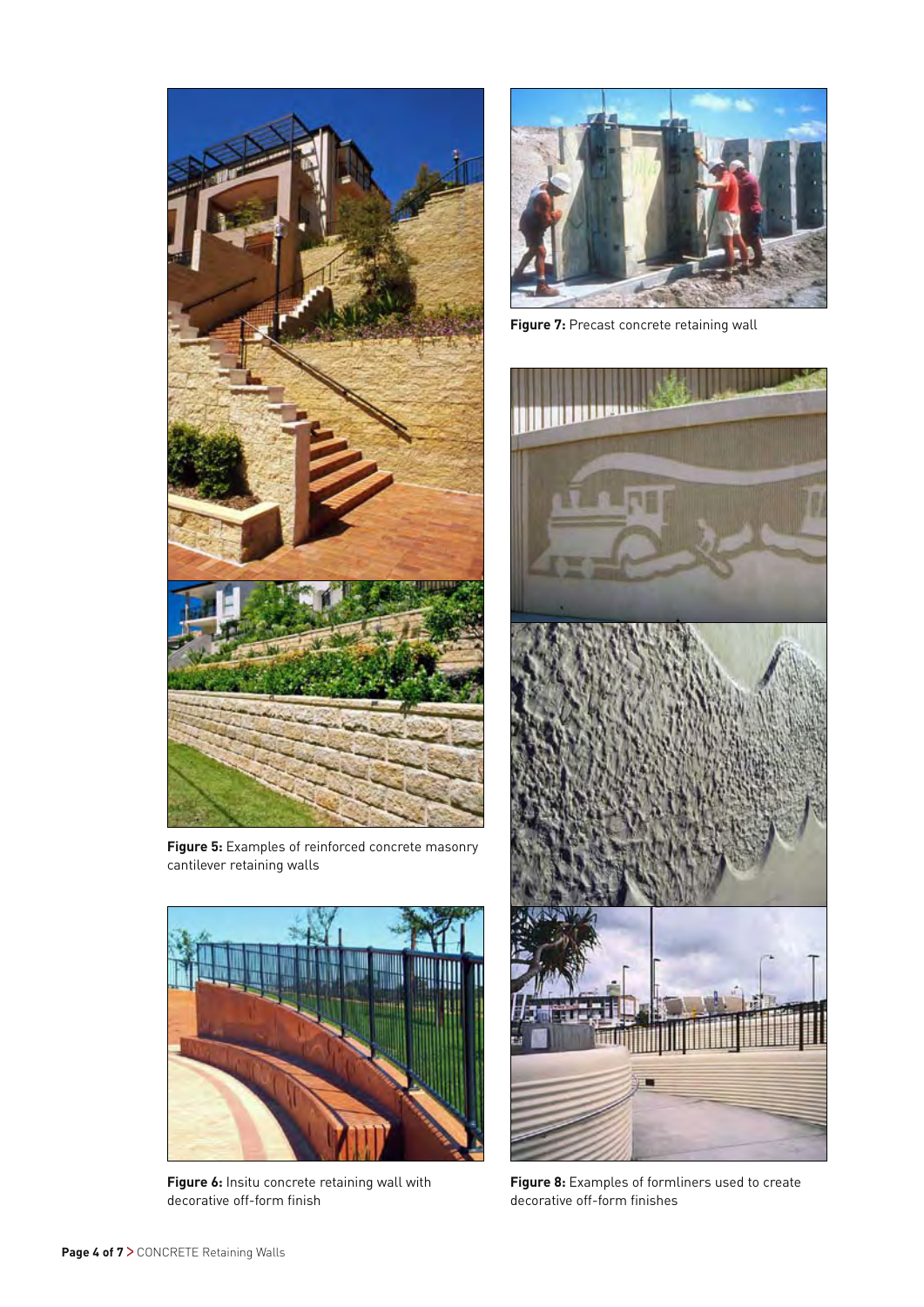**Figure 5:** Examples of reinforced concrete masonry cantilever retaining walls

**Figure 6:** Insitu concrete retaining wall with decorative off-form finish

**Figure 7:** Precast concrete retaining wall

**Figure 8:** Examples of formliners used to create decorative off-form finishes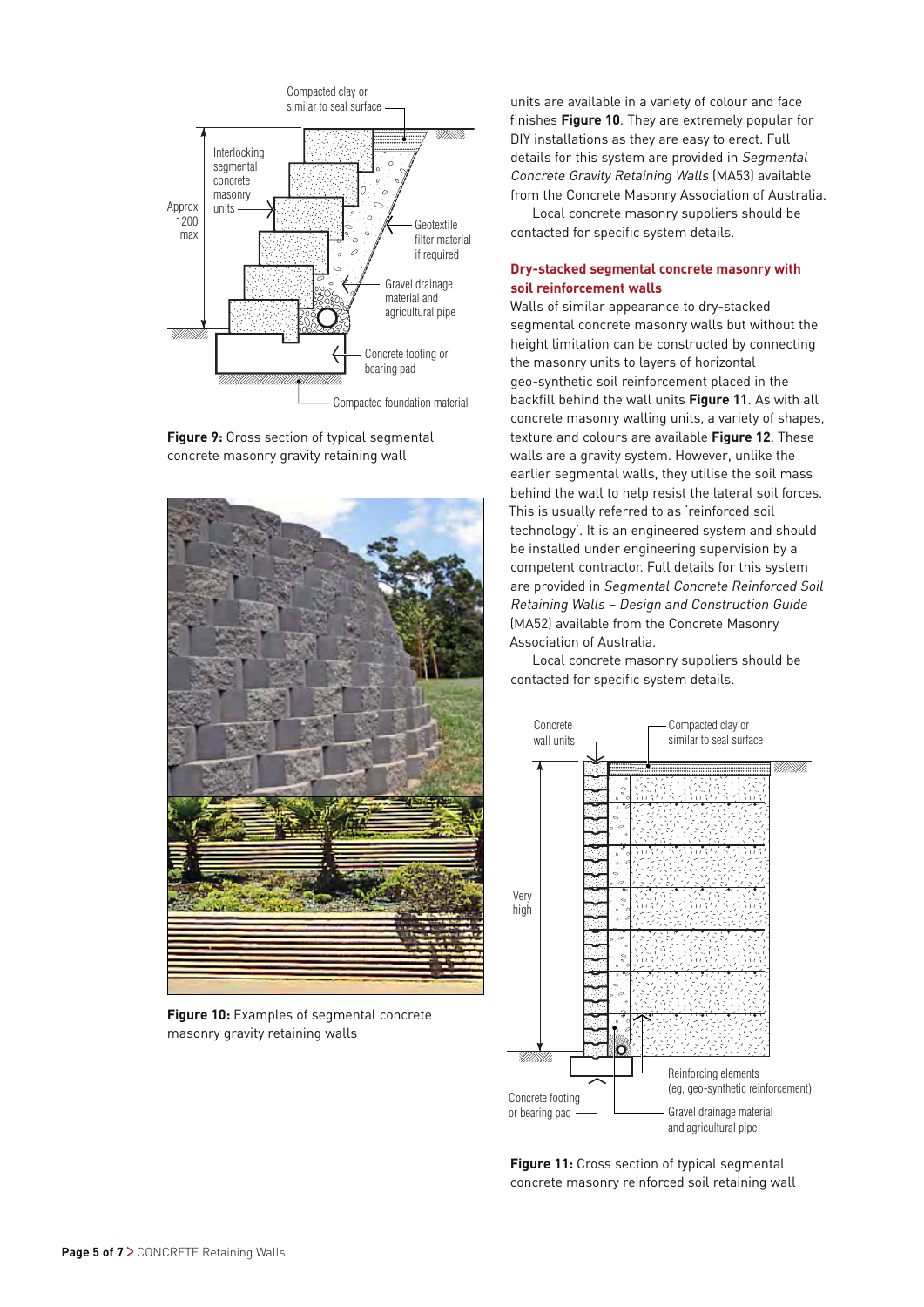Compacted clay or similar to seal surface

Interlocking segmental concrete masonry units

Approx 1200 max

Geotextile filter material if required

Gravel drainage material and agricultural pipe

Concrete footing or bearing pad

Compacted foundation material

**Figure 9:** Cross section of typical segmental concrete masonry gravity retaining wall

**Figure 10:** Examples of segmental concrete masonry gravity retaining walls

units are available in a variety of colour and face finishes **Figure 10**. They are extremely popular for DIY installations as they are easy to erect. Full details for this system are provided in *Segmental Concrete Gravity Retaining Walls* (MA53) available from the Concrete Masonry Association of Australia.

Local concrete masonry suppliers should be contacted for specific system details.

## Dry-stacked segmental concrete masonry with soil reinforcement walls

Walls of similar appearance to dry-stacked segmental concrete masonry walls but without the height limitation can be constructed by connecting the masonry units to layers of horizontal geo-synthetic soil reinforcement placed in the backfill behind the wall units **Figure 11**. As with all concrete masonry walling units, a variety of shapes, texture and colours are available **Figure 12**. These walls are a gravity system. However, unlike the earlier segmental walls, they utilise the soil mass behind the wall to help resist the lateral soil forces. This is usually referred to as 'reinforced soil technology'. It is an engineered system and should be installed under engineering supervision by a competent contractor. Full details for this system are provided in *Segmental Concrete Reinforced Soil Retaining Walls – Design and Construction Guide* (MA52) available from the Concrete Masonry Association of Australia.

Local concrete masonry suppliers should be contacted for specific system details.

Concrete wall units

Compacted clay or similar to seal surface

Very high

Reinforcing elements (eg, geo-synthetic reinforcement)

Concrete footing or bearing pad

Gravel drainage material and agricultural pipe

**Figure 11:** Cross section of typical segmental concrete masonry reinforced soil retaining wall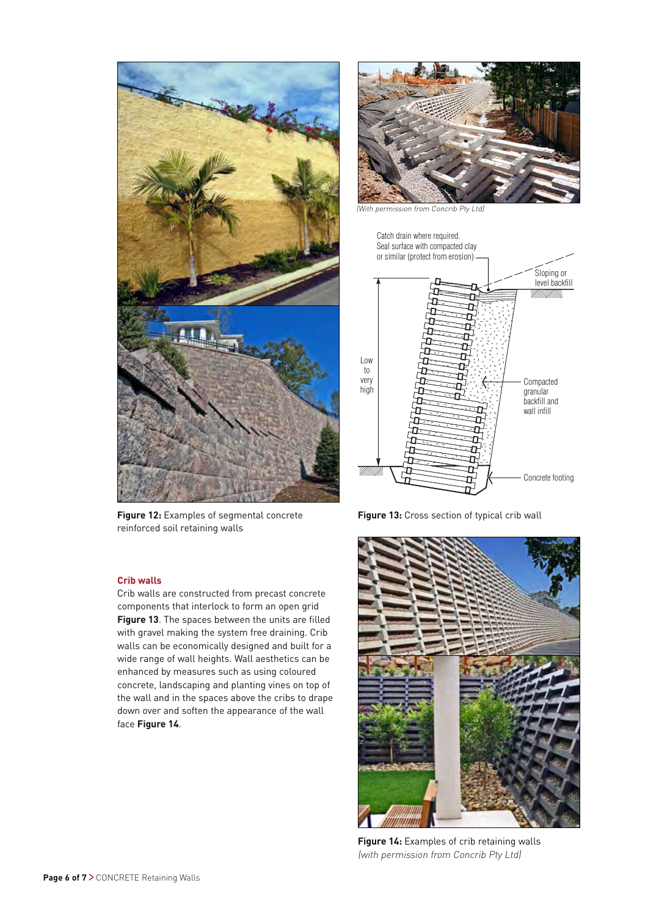Figure 12: Examples of segmental concrete reinforced soil retaining walls

(With permission from Concrib Pty Ltd)

Figure 13: Cross section of typical crib wall

### Crib walls

Crib walls are constructed from precast concrete components that interlock to form an open grid **Figure 13**. The spaces between the units are filled with gravel making the system free draining. Crib walls can be economically designed and built for a wide range of wall heights. Wall aesthetics can be enhanced by measures such as using coloured concrete, landscaping and planting vines on top of the wall and in the spaces above the cribs to drape down over and soften the appearance of the wall face **Figure 14**.

**Figure 14:** Examples of crib retaining walls
*(with permission from Concrib Pty Ltd)*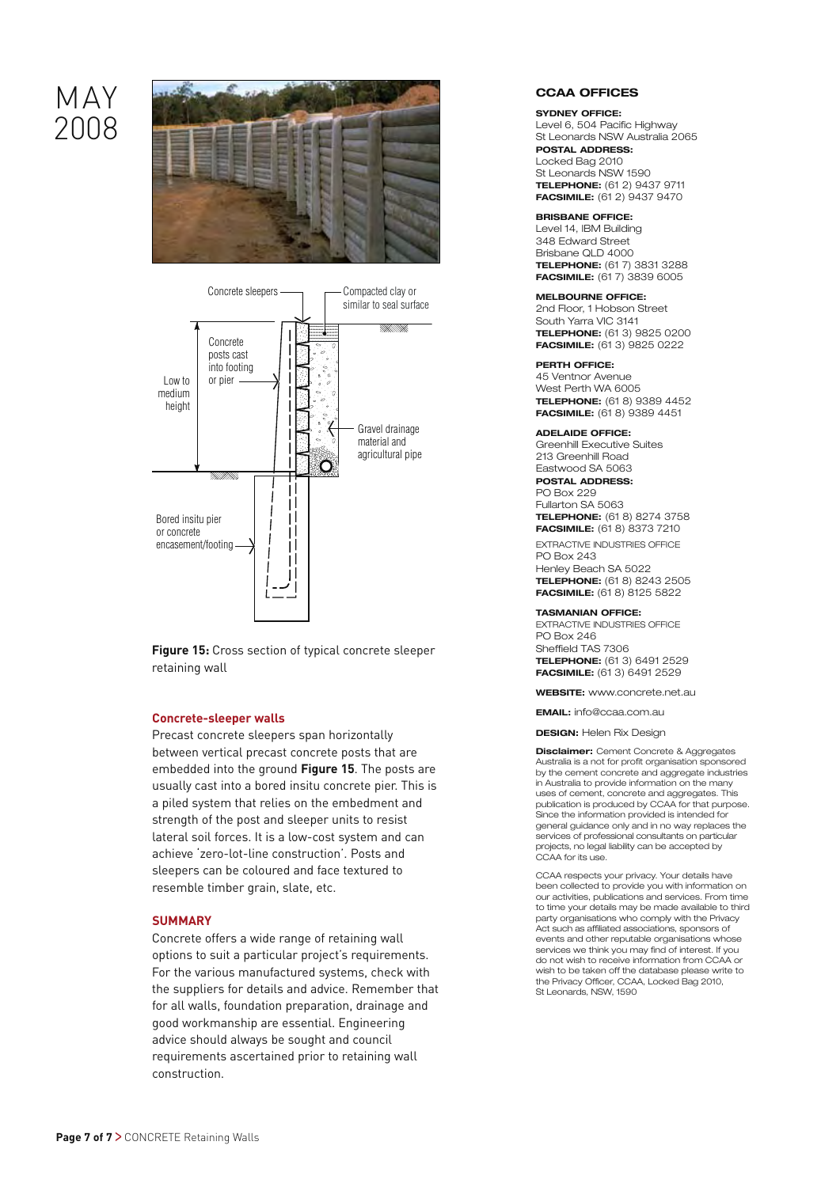MAY 2008

Concrete sleepers

Compacted clay or similar to seal surface

Concrete posts cast into footing or pier

Low to medium height

Gravel drainage material and agricultural pipe

Bored insitu pier or concrete encasement/footing

**Figure 15:** Cross section of typical concrete sleeper retaining wall

## Concrete-sleeper walls

Precast concrete sleepers span horizontally between vertical precast concrete posts that are embedded into the ground **Figure 15**. The posts are usually cast into a bored insitu concrete pier. This is a piled system that relies on the embedment and strength of the post and sleeper units to resist lateral soil forces. It is a low-cost system and can achieve 'zero-lot-line construction'. Posts and sleepers can be coloured and face textured to resemble timber grain, slate, etc.

## SUMMARY

Concrete offers a wide range of retaining wall options to suit a particular project's requirements. For the various manufactured systems, check with the suppliers for details and advice. Remember that for all walls, foundation preparation, drainage and good workmanship are essential. Engineering advice should always be sought and council requirements ascertained prior to retaining wall construction.

## CCAA OFFICES

**SYDNEY OFFICE:**
Level 6, 504 Pacific Highway
St Leonards NSW Australia 2065
**POSTAL ADDRESS:**
Locked Bag 2010
St Leonards NSW 1590
**TELEPHONE:** (61 2) 9437 9711
**FACSIMILE:** (61 2) 9437 9470

**BRISBANE OFFICE:**
Level 14, IBM Building
348 Edward Street
Brisbane QLD 4000
**TELEPHONE:** (61 7) 3831 3288
**FACSIMILE:** (61 7) 3839 6005

**MELBOURNE OFFICE:**
2nd Floor, 1 Hobson Street
South Yarra VIC 3141
**TELEPHONE:** (61 3) 9825 0200
**FACSIMILE:** (61 3) 9825 0222

**PERTH OFFICE:**
45 Ventnor Avenue
West Perth WA 6005
**TELEPHONE:** (61 8) 9389 4452
**FACSIMILE:** (61 8) 9389 4451

**ADELAIDE OFFICE:**
Greenhill Executive Suites
213 Greenhill Road
Eastwood SA 5063
**POSTAL ADDRESS:**
PO Box 229
Fullarton SA 5063
**TELEPHONE:** (61 8) 8274 3758
**FACSIMILE:** (61 8) 8373 7210

EXTRACTIVE INDUSTRIES OFFICE
PO Box 243
Henley Beach SA 5022
**TELEPHONE:** (61 8) 8243 2505
**FACSIMILE:** (61 8) 8125 5822

**TASMANIAN OFFICE:**
EXTRACTIVE INDUSTRIES OFFICE
PO Box 246
Sheffield TAS 7306
**TELEPHONE:** (61 3) 6491 2529
**FACSIMILE:** (61 3) 6491 2529

**WEBSITE:** www.concrete.net.au

**EMAIL:** info@ccaa.com.au

**DESIGN:** Helen Rix Design

**Disclaimer:** Cement Concrete & Aggregates Australia is a not for profit organisation sponsored by the cement concrete and aggregate industries in Australia to provide information on the many uses of cement, concrete and aggregates. This publication is produced by CCAA for that purpose. Since the information provided is intended for general guidance only and in no way replaces the services of professional consultants on particular projects, no legal liability can be accepted by CCAA for its use.

CCAA respects your privacy. Your details have been collected to provide you with information on our activities, publications and services. From time to time your details may be made available to third party organisations who comply with the Privacy Act such as affiliated associations, sponsors of events and other reputable organisations whose services we think you may find of interest. If you do not wish to receive information from CCAA or wish to be taken off the database please write to the Privacy Officer, CCAA, Locked Bag 2010, St Leonards, NSW, 1590